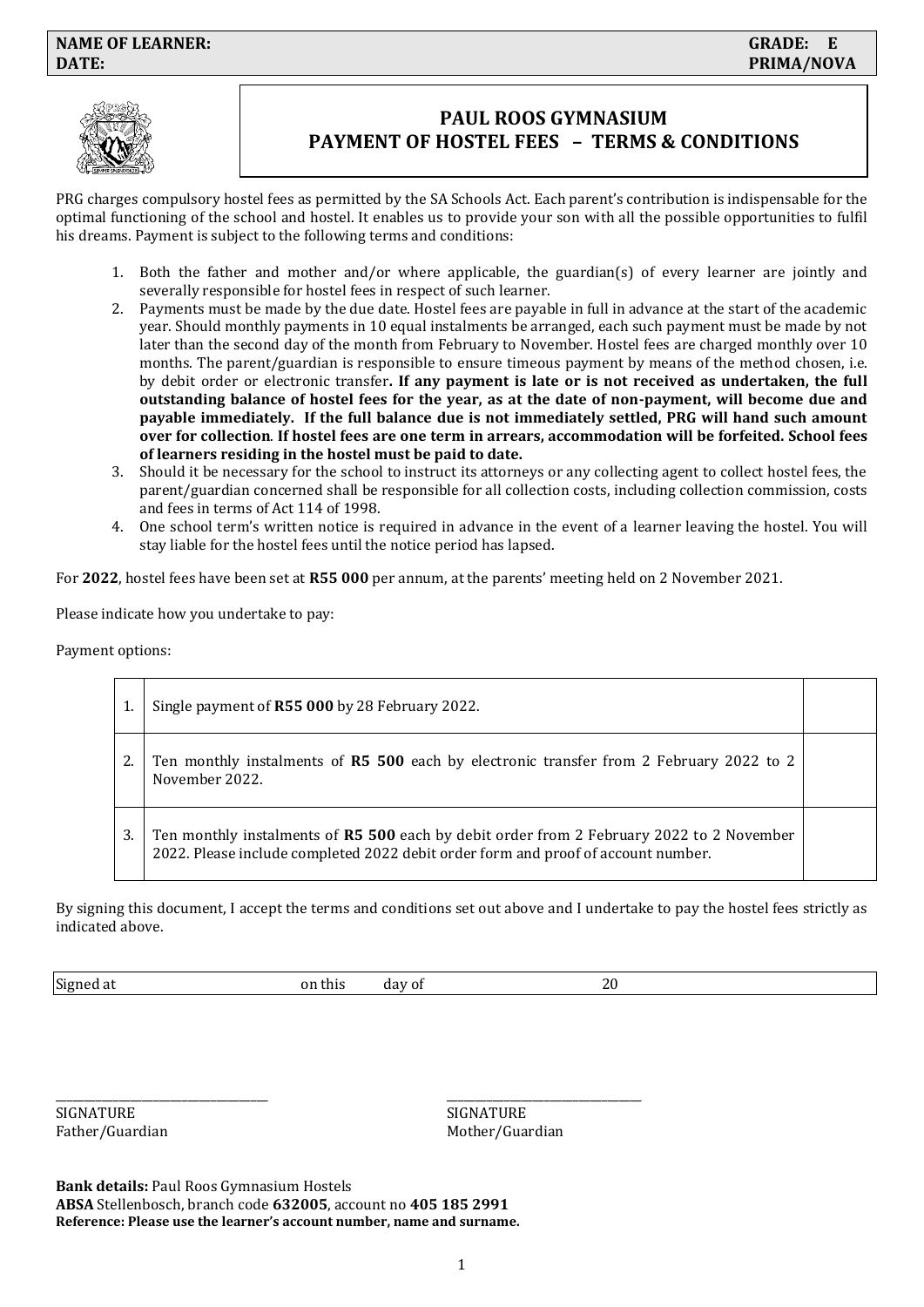**NAME OF LEARNER:** **GRADE: E**
**DATE:** **PRIMA/NOVA**

# PAUL ROOS GYMNASIUM
## PAYMENT OF HOSTEL FEES – TERMS & CONDITIONS

PRG charges compulsory hostel fees as permitted by the SA Schools Act. Each parent's contribution is indispensable for the optimal functioning of the school and hostel. It enables us to provide your son with all the possible opportunities to fulfil his dreams. Payment is subject to the following terms and conditions:

1. Both the father and mother and/or where applicable, the guardian(s) of every learner are jointly and severally responsible for hostel fees in respect of such learner.
2. Payments must be made by the due date. Hostel fees are payable in full in advance at the start of the academic year. Should monthly payments in 10 equal instalments be arranged, each such payment must be made by not later than the second day of the month from February to November. Hostel fees are charged monthly over 10 months. The parent/guardian is responsible to ensure timeous payment by means of the method chosen, i.e. by debit order or electronic transfer**. If any payment is late or is not received as undertaken, the full outstanding balance of hostel fees for the year, as at the date of non-payment, will become due and payable immediately. If the full balance due is not immediately settled, PRG will hand such amount over for collection**. **If hostel fees are one term in arrears, accommodation will be forfeited. School fees of learners residing in the hostel must be paid to date.**
3. Should it be necessary for the school to instruct its attorneys or any collecting agent to collect hostel fees, the parent/guardian concerned shall be responsible for all collection costs, including collection commission, costs and fees in terms of Act 114 of 1998.
4. One school term's written notice is required in advance in the event of a learner leaving the hostel. You will stay liable for the hostel fees until the notice period has lapsed.

For **2022**, hostel fees have been set at **R55 000** per annum, at the parents' meeting held on 2 November 2021.

Please indicate how you undertake to pay:

Payment options:

| | | |
|---|---|---|
| 1. | Single payment of **R55 000** by 28 February 2022. | |
| 2. | Ten monthly instalments of **R5 500** each by electronic transfer from 2 February 2022 to 2 November 2022. | |
| 3. | Ten monthly instalments of **R5 500** each by debit order from 2 February 2022 to 2 November 2022. Please include completed 2022 debit order form and proof of account number. | |

By signing this document, I accept the terms and conditions set out above and I undertake to pay the hostel fees strictly as indicated above.

Signed at ____________ on this ______ day of ____________ 20____

_________________________
SIGNATURE
Father/Guardian

_________________________
SIGNATURE
Mother/Guardian

**Bank details:** Paul Roos Gymnasium Hostels
**ABSA** Stellenbosch, branch code **632005**, account no **405 185 2991**
**Reference: Please use the learner's account number, name and surname.**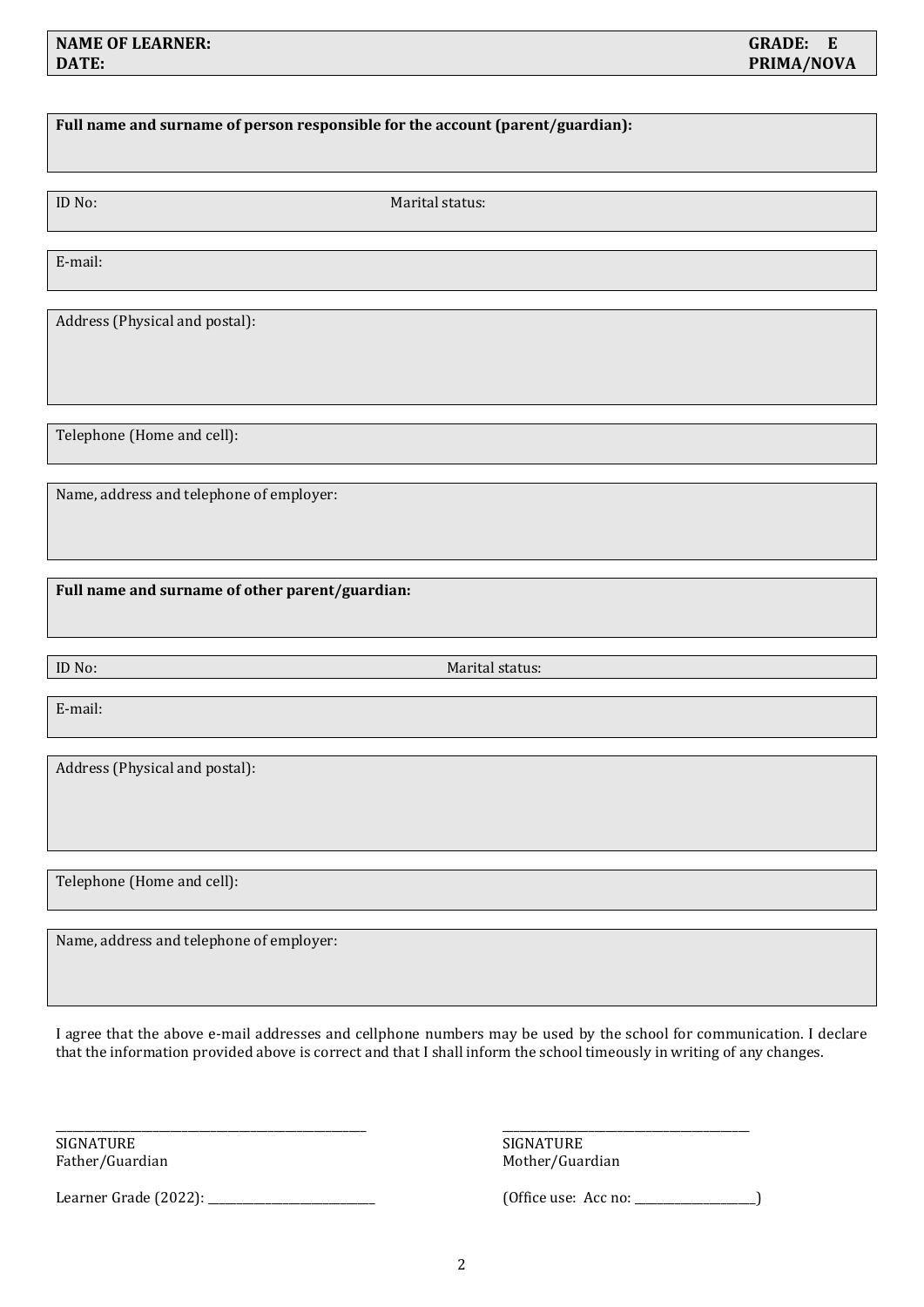| **NAME OF LEARNER:** | **GRADE: E** |
|---|---|
| **DATE:** | **PRIMA/NOVA** |

**Full name and surname of person responsible for the account (parent/guardian):**

ID No: Marital status:

E-mail:

Address (Physical and postal):

Telephone (Home and cell):

Name, address and telephone of employer:

**Full name and surname of other parent/guardian:**

ID No: Marital status:

E-mail:

Address (Physical and postal):

Telephone (Home and cell):

Name, address and telephone of employer:

I agree that the above e-mail addresses and cellphone numbers may be used by the school for communication. I declare that the information provided above is correct and that I shall inform the school timeously in writing of any changes.

______________________________ 
SIGNATURE 
Father/Guardian

______________________________ 
SIGNATURE 
Mother/Guardian

Learner Grade (2022): ____________________

(Office use: Acc no: ______________)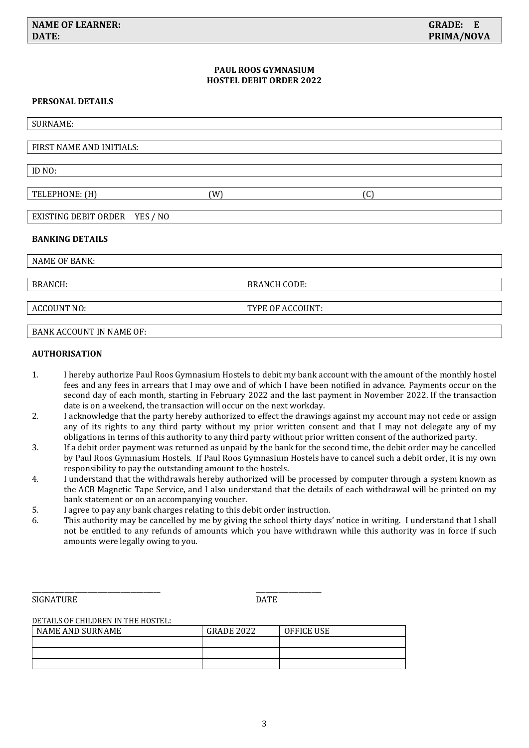| | |
|---|---|
| **NAME OF LEARNER:** | **GRADE: E** |
| **DATE:** | **PRIMA/NOVA** |

**PAUL ROOS GYMNASIUM**
**HOSTEL DEBIT ORDER 2022**

**PERSONAL DETAILS**

SURNAME:

FIRST NAME AND INITIALS:

ID NO:

TELEPHONE: (H) (W) (C)

EXISTING DEBIT ORDER YES / NO

**BANKING DETAILS**

NAME OF BANK:

BRANCH: BRANCH CODE:

ACCOUNT NO: TYPE OF ACCOUNT:

BANK ACCOUNT IN NAME OF:

**AUTHORISATION**

1. I hereby authorize Paul Roos Gymnasium Hostels to debit my bank account with the amount of the monthly hostel fees and any fees in arrears that I may owe and of which I have been notified in advance. Payments occur on the second day of each month, starting in February 2022 and the last payment in November 2022. If the transaction date is on a weekend, the transaction will occur on the next workday.
2. I acknowledge that the party hereby authorized to effect the drawings against my account may not cede or assign any of its rights to any third party without my prior written consent and that I may not delegate any of my obligations in terms of this authority to any third party without prior written consent of the authorized party.
3. If a debit order payment was returned as unpaid by the bank for the second time, the debit order may be cancelled by Paul Roos Gymnasium Hostels. If Paul Roos Gymnasium Hostels have to cancel such a debit order, it is my own responsibility to pay the outstanding amount to the hostels.
4. I understand that the withdrawals hereby authorized will be processed by computer through a system known as the ACB Magnetic Tape Service, and I also understand that the details of each withdrawal will be printed on my bank statement or on an accompanying voucher.
5. I agree to pay any bank charges relating to this debit order instruction.
6. This authority may be cancelled by me by giving the school thirty days' notice in writing. I understand that I shall not be entitled to any refunds of amounts which you have withdrawn while this authority was in force if such amounts were legally owing to you.

_________________________ _____________

SIGNATURE DATE

DETAILS OF CHILDREN IN THE HOSTEL:

| NAME AND SURNAME | GRADE 2022 | OFFICE USE |
|---|---|---|
| | | |
| | | |
| | | |